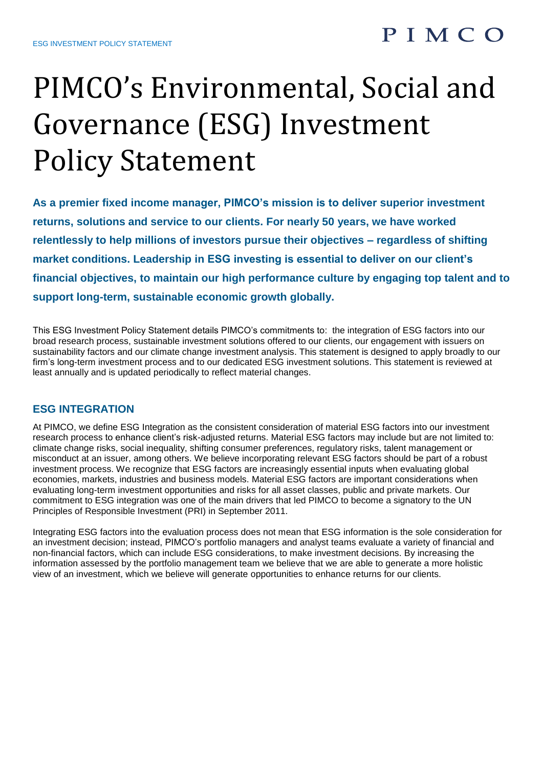# PIMCO's Environmental, Social and Governance (ESG) Investment Policy Statement

**As a premier fixed income manager, PIMCO's mission is to deliver superior investment returns, solutions and service to our clients. For nearly 50 years, we have worked relentlessly to help millions of investors pursue their objectives – regardless of shifting market conditions. Leadership in ESG investing is essential to deliver on our client's financial objectives, to maintain our high performance culture by engaging top talent and to support long-term, sustainable economic growth globally.**

This ESG Investment Policy Statement details PIMCO's commitments to: the integration of ESG factors into our broad research process, sustainable investment solutions offered to our clients, our engagement with issuers on sustainability factors and our climate change investment analysis. This statement is designed to apply broadly to our firm's long-term investment process and to our dedicated ESG investment solutions. This statement is reviewed at least annually and is updated periodically to reflect material changes.

## ESG INTEGRATION

At PIMCO, we define ESG Integration as the consistent consideration of material ESG factors into our investment research process to enhance client's risk-adjusted returns. Material ESG factors may include but are not limited to: climate change risks, social inequality, shifting consumer preferences, regulatory risks, talent management or misconduct at an issuer, among others. We believe incorporating relevant ESG factors should be part of a robust investment process. We recognize that ESG factors are increasingly essential inputs when evaluating global economies, markets, industries and business models. Material ESG factors are important considerations when evaluating long-term investment opportunities and risks for all asset classes, public and private markets. Our commitment to ESG integration was one of the main drivers that led PIMCO to become a signatory to the UN Principles of Responsible Investment (PRI) in September 2011.

Integrating ESG factors into the evaluation process does not mean that ESG information is the sole consideration for an investment decision; instead, PIMCO's portfolio managers and analyst teams evaluate a variety of financial and non-financial factors, which can include ESG considerations, to make investment decisions. By increasing the information assessed by the portfolio management team we believe that we are able to generate a more holistic view of an investment, which we believe will generate opportunities to enhance returns for our clients.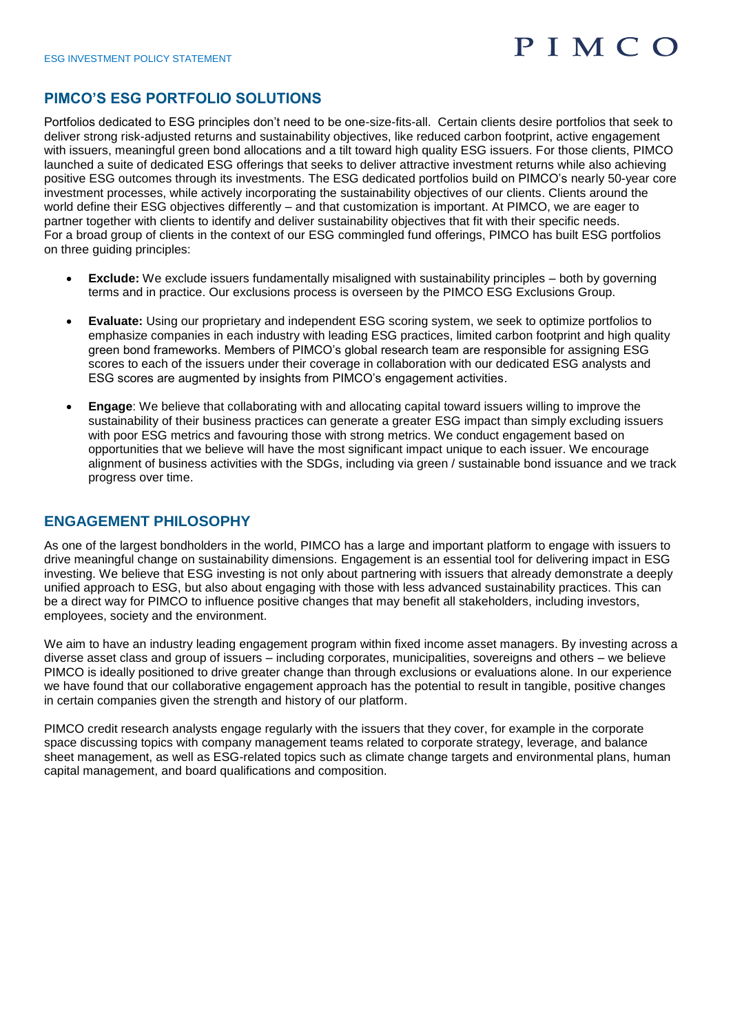## PIMCO'S ESG PORTFOLIO SOLUTIONS

Portfolios dedicated to ESG principles don't need to be one-size-fits-all. Certain clients desire portfolios that seek to deliver strong risk-adjusted returns and sustainability objectives, like reduced carbon footprint, active engagement with issuers, meaningful green bond allocations and a tilt toward high quality ESG issuers. For those clients, PIMCO launched a suite of dedicated ESG offerings that seeks to deliver attractive investment returns while also achieving positive ESG outcomes through its investments. The ESG dedicated portfolios build on PIMCO's nearly 50-year core investment processes, while actively incorporating the sustainability objectives of our clients. Clients around the world define their ESG objectives differently – and that customization is important. At PIMCO, we are eager to partner together with clients to identify and deliver sustainability objectives that fit with their specific needs. For a broad group of clients in the context of our ESG commingled fund offerings, PIMCO has built ESG portfolios on three guiding principles:

- **Exclude:** We exclude issuers fundamentally misaligned with sustainability principles – both by governing terms and in practice. Our exclusions process is overseen by the PIMCO ESG Exclusions Group.
- **Evaluate:** Using our proprietary and independent ESG scoring system, we seek to optimize portfolios to emphasize companies in each industry with leading ESG practices, limited carbon footprint and high quality green bond frameworks. Members of PIMCO's global research team are responsible for assigning ESG scores to each of the issuers under their coverage in collaboration with our dedicated ESG analysts and ESG scores are augmented by insights from PIMCO's engagement activities.
- **Engage**: We believe that collaborating with and allocating capital toward issuers willing to improve the sustainability of their business practices can generate a greater ESG impact than simply excluding issuers with poor ESG metrics and favouring those with strong metrics. We conduct engagement based on opportunities that we believe will have the most significant impact unique to each issuer. We encourage alignment of business activities with the SDGs, including via green / sustainable bond issuance and we track progress over time.

## ENGAGEMENT PHILOSOPHY

As one of the largest bondholders in the world, PIMCO has a large and important platform to engage with issuers to drive meaningful change on sustainability dimensions. Engagement is an essential tool for delivering impact in ESG investing. We believe that ESG investing is not only about partnering with issuers that already demonstrate a deeply unified approach to ESG, but also about engaging with those with less advanced sustainability practices. This can be a direct way for PIMCO to influence positive changes that may benefit all stakeholders, including investors, employees, society and the environment.

We aim to have an industry leading engagement program within fixed income asset managers. By investing across a diverse asset class and group of issuers – including corporates, municipalities, sovereigns and others – we believe PIMCO is ideally positioned to drive greater change than through exclusions or evaluations alone. In our experience we have found that our collaborative engagement approach has the potential to result in tangible, positive changes in certain companies given the strength and history of our platform.

PIMCO credit research analysts engage regularly with the issuers that they cover, for example in the corporate space discussing topics with company management teams related to corporate strategy, leverage, and balance sheet management, as well as ESG-related topics such as climate change targets and environmental plans, human capital management, and board qualifications and composition.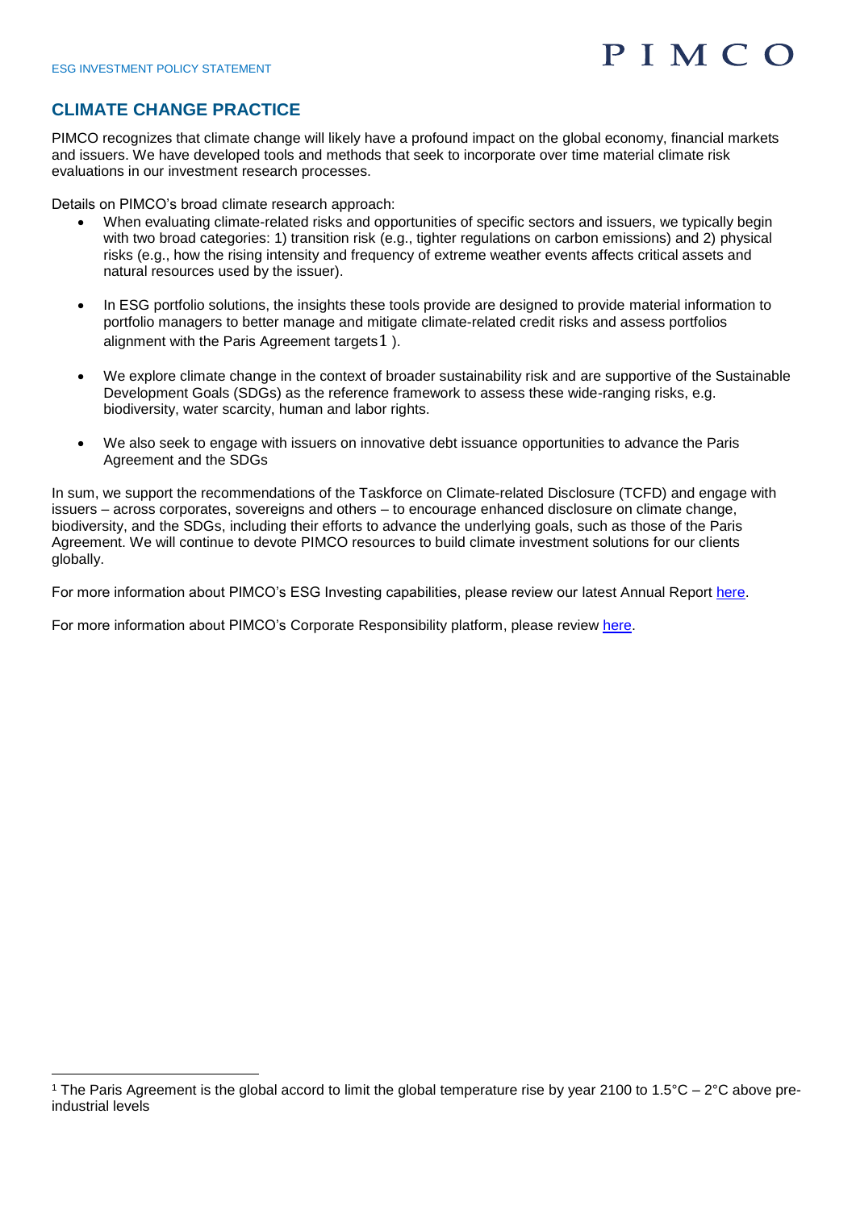## CLIMATE CHANGE PRACTICE

PIMCO recognizes that climate change will likely have a profound impact on the global economy, financial markets and issuers. We have developed tools and methods that seek to incorporate over time material climate risk evaluations in our investment research processes.

Details on PIMCO's broad climate research approach:

- When evaluating climate-related risks and opportunities of specific sectors and issuers, we typically begin with two broad categories: 1) transition risk (e.g., tighter regulations on carbon emissions) and 2) physical risks (e.g., how the rising intensity and frequency of extreme weather events affects critical assets and natural resources used by the issuer).

- In ESG portfolio solutions, the insights these tools provide are designed to provide material information to portfolio managers to better manage and mitigate climate-related credit risks and assess portfolios alignment with the Paris Agreement targets[1] ).

- We explore climate change in the context of broader sustainability risk and are supportive of the Sustainable Development Goals (SDGs) as the reference framework to assess these wide-ranging risks, e.g. biodiversity, water scarcity, human and labor rights.

- We also seek to engage with issuers on innovative debt issuance opportunities to advance the Paris Agreement and the SDGs

In sum, we support the recommendations of the Taskforce on Climate-related Disclosure (TCFD) and engage with issuers – across corporates, sovereigns and others – to encourage enhanced disclosure on climate change, biodiversity, and the SDGs, including their efforts to advance the underlying goals, such as those of the Paris Agreement. We will continue to devote PIMCO resources to build climate investment solutions for our clients globally.

For more information about PIMCO's ESG Investing capabilities, please review our latest Annual Report here.

For more information about PIMCO's Corporate Responsibility platform, please review here.

---

[1] The Paris Agreement is the global accord to limit the global temperature rise by year 2100 to 1.5°C – 2°C above pre-industrial levels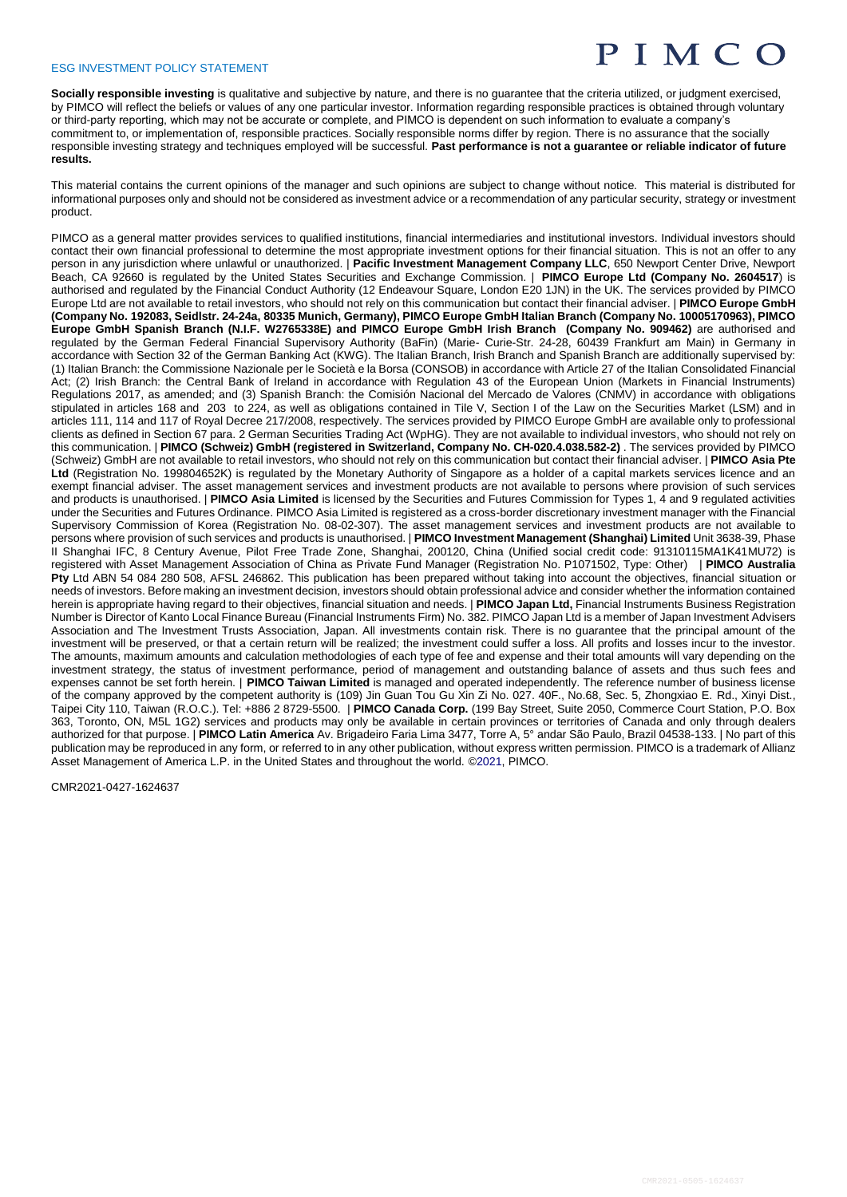**Socially responsible investing** is qualitative and subjective by nature, and there is no guarantee that the criteria utilized, or judgment exercised, by PIMCO will reflect the beliefs or values of any one particular investor. Information regarding responsible practices is obtained through voluntary or third-party reporting, which may not be accurate or complete, and PIMCO is dependent on such information to evaluate a company's commitment to, or implementation of, responsible practices. Socially responsible norms differ by region. There is no assurance that the socially responsible investing strategy and techniques employed will be successful. **Past performance is not a guarantee or reliable indicator of future results.**

This material contains the current opinions of the manager and such opinions are subject to change without notice. This material is distributed for informational purposes only and should not be considered as investment advice or a recommendation of any particular security, strategy or investment product.

PIMCO as a general matter provides services to qualified institutions, financial intermediaries and institutional investors. Individual investors should contact their own financial professional to determine the most appropriate investment options for their financial situation. This is not an offer to any person in any jurisdiction where unlawful or unauthorized. | **Pacific Investment Management Company LLC**, 650 Newport Center Drive, Newport Beach, CA 92660 is regulated by the United States Securities and Exchange Commission. | **PIMCO Europe Ltd (Company No. 2604517**) is authorised and regulated by the Financial Conduct Authority (12 Endeavour Square, London E20 1JN) in the UK. The services provided by PIMCO Europe Ltd are not available to retail investors, who should not rely on this communication but contact their financial adviser. | **PIMCO Europe GmbH (Company No. 192083, Seidlstr. 24-24a, 80335 Munich, Germany), PIMCO Europe GmbH Italian Branch (Company No. 10005170963), PIMCO Europe GmbH Spanish Branch (N.I.F. W2765338E) and PIMCO Europe GmbH Irish Branch (Company No. 909462)** are authorised and regulated by the German Federal Financial Supervisory Authority (BaFin) (Marie- Curie-Str. 24-28, 60439 Frankfurt am Main) in Germany in accordance with Section 32 of the German Banking Act (KWG). The Italian Branch, Irish Branch and Spanish Branch are additionally supervised by: (1) Italian Branch: the Commissione Nazionale per le Società e la Borsa (CONSOB) in accordance with Article 27 of the Italian Consolidated Financial Act; (2) Irish Branch: the Central Bank of Ireland in accordance with Regulation 43 of the European Union (Markets in Financial Instruments) Regulations 2017, as amended; and (3) Spanish Branch: the Comisión Nacional del Mercado de Valores (CNMV) in accordance with obligations stipulated in articles 168 and 203 to 224, as well as obligations contained in Tile V, Section I of the Law on the Securities Market (LSM) and in articles 111, 114 and 117 of Royal Decree 217/2008, respectively. The services provided by PIMCO Europe GmbH are available only to professional clients as defined in Section 67 para. 2 German Securities Trading Act (WpHG). They are not available to individual investors, who should not rely on this communication. | **PIMCO (Schweiz) GmbH (registered in Switzerland, Company No. CH-020.4.038.582-2)** . The services provided by PIMCO (Schweiz) GmbH are not available to retail investors, who should not rely on this communication but contact their financial adviser. | **PIMCO Asia Pte Ltd** (Registration No. 199804652K) is regulated by the Monetary Authority of Singapore as a holder of a capital markets services licence and an exempt financial adviser. The asset management services and investment products are not available to persons where provision of such services and products is unauthorised. | **PIMCO Asia Limited** is licensed by the Securities and Futures Commission for Types 1, 4 and 9 regulated activities under the Securities and Futures Ordinance. PIMCO Asia Limited is registered as a cross-border discretionary investment manager with the Financial Supervisory Commission of Korea (Registration No. 08-02-307). The asset management services and investment products are not available to persons where provision of such services and products is unauthorised. | **PIMCO Investment Management (Shanghai) Limited** Unit 3638-39, Phase II Shanghai IFC, 8 Century Avenue, Pilot Free Trade Zone, Shanghai, 200120, China (Unified social credit code: 91310115MA1K41MU72) is registered with Asset Management Association of China as Private Fund Manager (Registration No. P1071502, Type: Other) | **PIMCO Australia Pty** Ltd ABN 54 084 280 508, AFSL 246862. This publication has been prepared without taking into account the objectives, financial situation or needs of investors. Before making an investment decision, investors should obtain professional advice and consider whether the information contained herein is appropriate having regard to their objectives, financial situation and needs. | **PIMCO Japan Ltd,** Financial Instruments Business Registration Number is Director of Kanto Local Finance Bureau (Financial Instruments Firm) No. 382. PIMCO Japan Ltd is a member of Japan Investment Advisers Association and The Investment Trusts Association, Japan. All investments contain risk. There is no guarantee that the principal amount of the investment will be preserved, or that a certain return will be realized; the investment could suffer a loss. All profits and losses incur to the investor. The amounts, maximum amounts and calculation methodologies of each type of fee and expense and their total amounts will vary depending on the investment strategy, the status of investment performance, period of management and outstanding balance of assets and thus such fees and expenses cannot be set forth herein. | **PIMCO Taiwan Limited** is managed and operated independently. The reference number of business license of the company approved by the competent authority is (109) Jin Guan Tou Gu Xin Zi No. 027. 40F., No.68, Sec. 5, Zhongxiao E. Rd., Xinyi Dist., Taipei City 110, Taiwan (R.O.C.). Tel: +886 2 8729-5500. | **PIMCO Canada Corp.** (199 Bay Street, Suite 2050, Commerce Court Station, P.O. Box 363, Toronto, ON, M5L 1G2) services and products may only be available in certain provinces or territories of Canada and only through dealers authorized for that purpose. | **PIMCO Latin America** Av. Brigadeiro Faria Lima 3477, Torre A, 5° andar São Paulo, Brazil 04538-133. | No part of this publication may be reproduced in any form, or referred to in any other publication, without express written permission. PIMCO is a trademark of Allianz Asset Management of America L.P. in the United States and throughout the world. ©2021, PIMCO.

CMR2021-0427-1624637